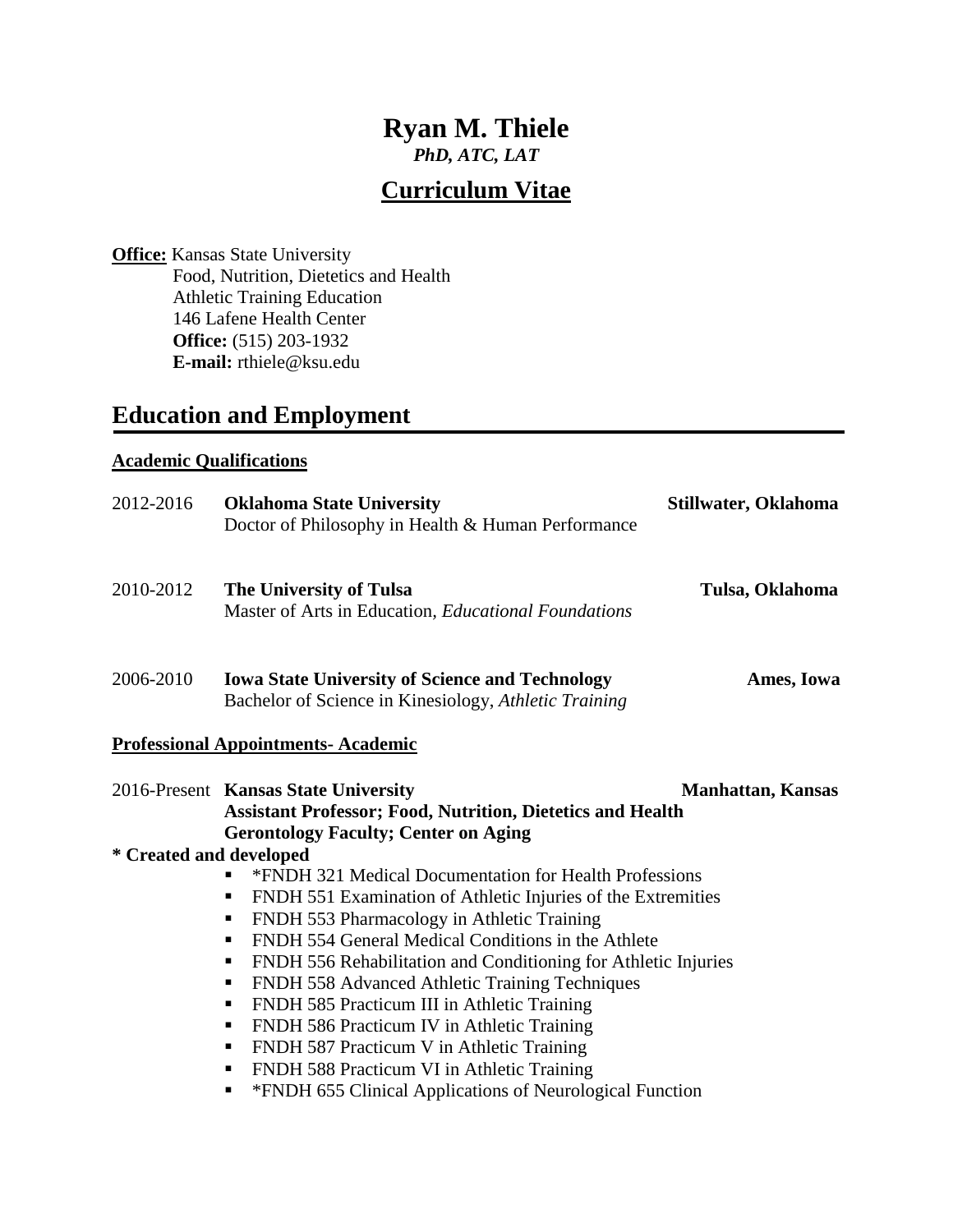# Ryan M. Thiele

***PhD, ATC, LAT***

## Curriculum Vitae

**Office:** Kansas State University
Food, Nutrition, Dietetics and Health
Athletic Training Education
146 Lafene Health Center
**Office:** (515) 203-1932
**E-mail:** rthiele@ksu.edu

## Education and Employment

### Academic Qualifications

2012-2016 **Oklahoma State University** — **Stillwater, Oklahoma**
Doctor of Philosophy in Health & Human Performance

2010-2012 **The University of Tulsa** — **Tulsa, Oklahoma**
Master of Arts in Education, *Educational Foundations*

2006-2010 **Iowa State University of Science and Technology** — **Ames, Iowa**
Bachelor of Science in Kinesiology, *Athletic Training*

### Professional Appointments- Academic

2016-Present **Kansas State University** — **Manhattan, Kansas**
**Assistant Professor; Food, Nutrition, Dietetics and Health**
**Gerontology Faculty; Center on Aging**

**\* Created and developed**

- *FNDH 321 Medical Documentation for Health Professions
- FNDH 551 Examination of Athletic Injuries of the Extremities
- FNDH 553 Pharmacology in Athletic Training
- FNDH 554 General Medical Conditions in the Athlete
- FNDH 556 Rehabilitation and Conditioning for Athletic Injuries
- FNDH 558 Advanced Athletic Training Techniques
- FNDH 585 Practicum III in Athletic Training
- FNDH 586 Practicum IV in Athletic Training
- FNDH 587 Practicum V in Athletic Training
- FNDH 588 Practicum VI in Athletic Training
- *FNDH 655 Clinical Applications of Neurological Function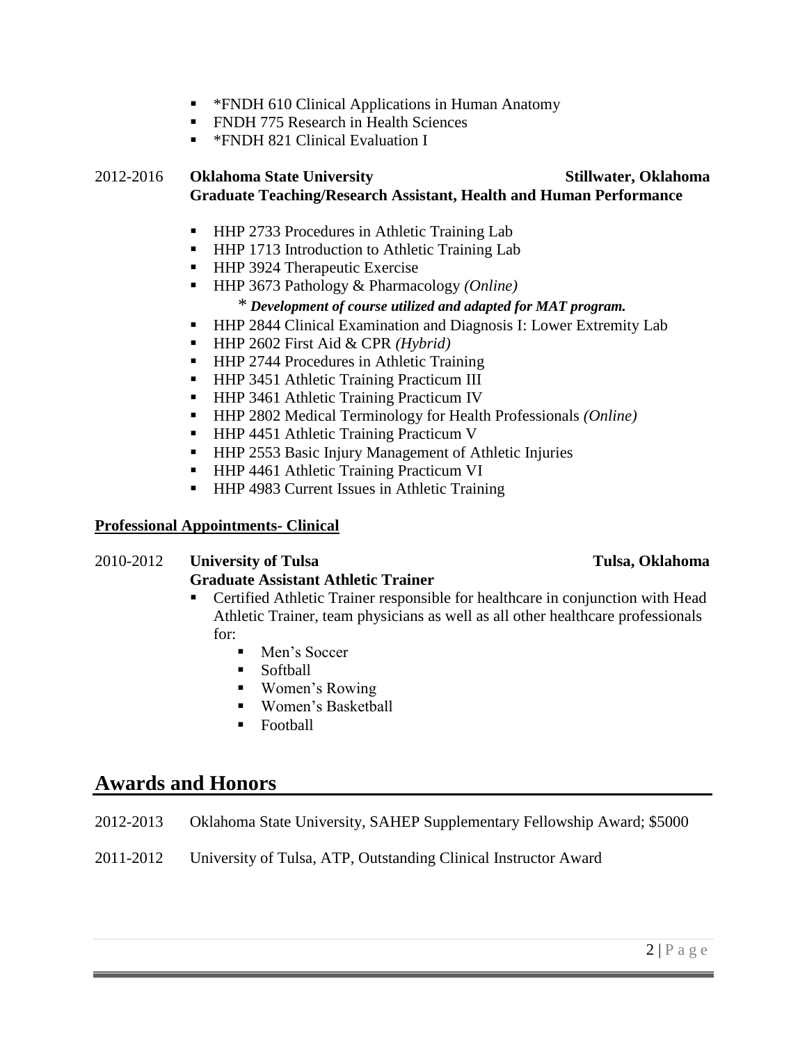- *FNDH 610 Clinical Applications in Human Anatomy
- FNDH 775 Research in Health Sciences
- *FNDH 821 Clinical Evaluation I

2012-2016 **Oklahoma State University** **Stillwater, Oklahoma**
**Graduate Teaching/Research Assistant, Health and Human Performance**

- HHP 2733 Procedures in Athletic Training Lab
- HHP 1713 Introduction to Athletic Training Lab
- HHP 3924 Therapeutic Exercise
- HHP 3673 Pathology & Pharmacology *(Online)*
  - * ***Development of course utilized and adapted for MAT program.***
- HHP 2844 Clinical Examination and Diagnosis I: Lower Extremity Lab
- HHP 2602 First Aid & CPR *(Hybrid)*
- HHP 2744 Procedures in Athletic Training
- HHP 3451 Athletic Training Practicum III
- HHP 3461 Athletic Training Practicum IV
- HHP 2802 Medical Terminology for Health Professionals *(Online)*
- HHP 4451 Athletic Training Practicum V
- HHP 2553 Basic Injury Management of Athletic Injuries
- HHP 4461 Athletic Training Practicum VI
- HHP 4983 Current Issues in Athletic Training

**Professional Appointments- Clinical**

2010-2012 **University of Tulsa** **Tulsa, Oklahoma**
**Graduate Assistant Athletic Trainer**

- Certified Athletic Trainer responsible for healthcare in conjunction with Head Athletic Trainer, team physicians as well as all other healthcare professionals for:
  - Men's Soccer
  - Softball
  - Women's Rowing
  - Women's Basketball
  - Football

# Awards and Honors

2012-2013 Oklahoma State University, SAHEP Supplementary Fellowship Award; $5000

2011-2012 University of Tulsa, ATP, Outstanding Clinical Instructor Award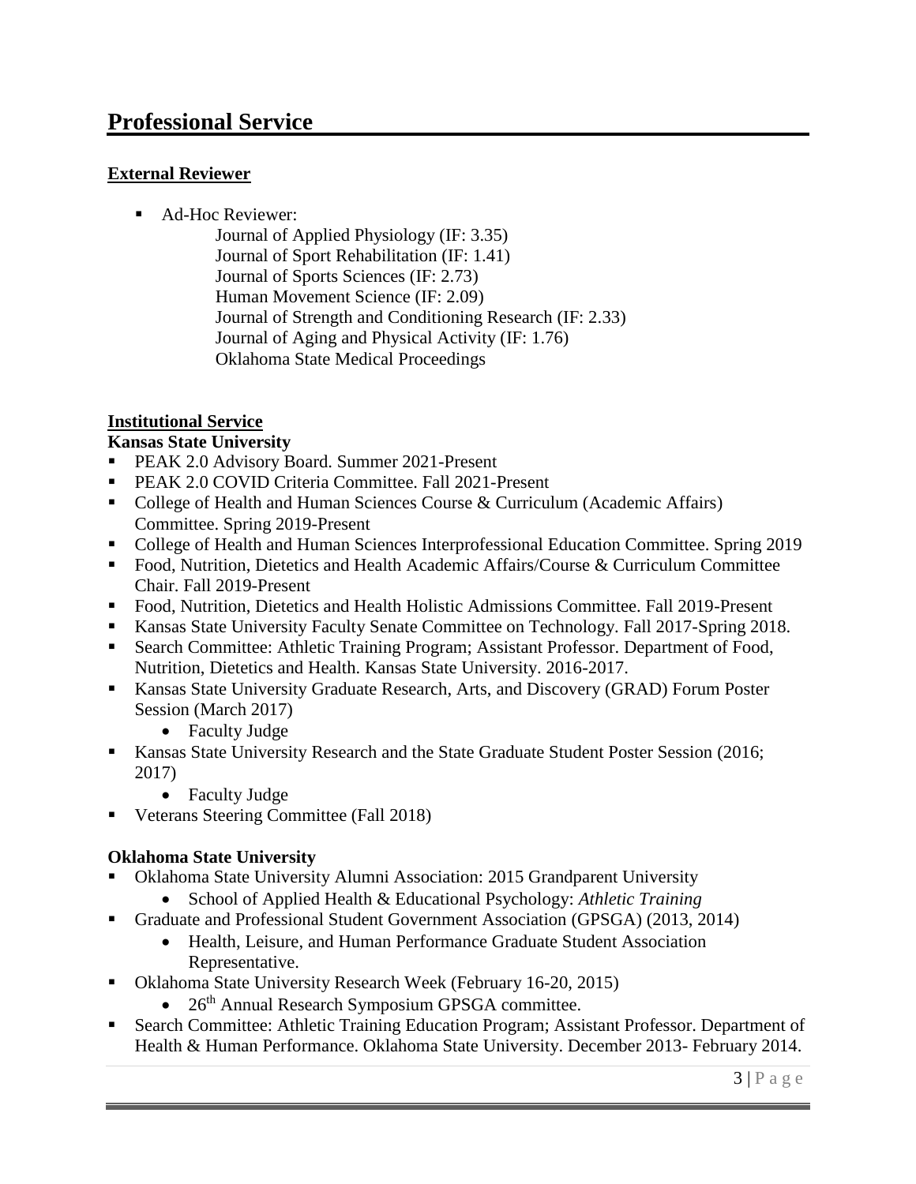# Professional Service

## External Reviewer

- Ad-Hoc Reviewer:
  - Journal of Applied Physiology (IF: 3.35)
  - Journal of Sport Rehabilitation (IF: 1.41)
  - Journal of Sports Sciences (IF: 2.73)
  - Human Movement Science (IF: 2.09)
  - Journal of Strength and Conditioning Research (IF: 2.33)
  - Journal of Aging and Physical Activity (IF: 1.76)
  - Oklahoma State Medical Proceedings

## Institutional Service

### Kansas State University

- PEAK 2.0 Advisory Board. Summer 2021-Present
- PEAK 2.0 COVID Criteria Committee. Fall 2021-Present
- College of Health and Human Sciences Course & Curriculum (Academic Affairs) Committee. Spring 2019-Present
- College of Health and Human Sciences Interprofessional Education Committee. Spring 2019
- Food, Nutrition, Dietetics and Health Academic Affairs/Course & Curriculum Committee Chair. Fall 2019-Present
- Food, Nutrition, Dietetics and Health Holistic Admissions Committee. Fall 2019-Present
- Kansas State University Faculty Senate Committee on Technology. Fall 2017-Spring 2018.
- Search Committee: Athletic Training Program; Assistant Professor. Department of Food, Nutrition, Dietetics and Health. Kansas State University. 2016-2017.
- Kansas State University Graduate Research, Arts, and Discovery (GRAD) Forum Poster Session (March 2017)
  - Faculty Judge
- Kansas State University Research and the State Graduate Student Poster Session (2016; 2017)
  - Faculty Judge
- Veterans Steering Committee (Fall 2018)

### Oklahoma State University

- Oklahoma State University Alumni Association: 2015 Grandparent University
  - School of Applied Health & Educational Psychology: *Athletic Training*
- Graduate and Professional Student Government Association (GPSGA) (2013, 2014)
  - Health, Leisure, and Human Performance Graduate Student Association Representative.
- Oklahoma State University Research Week (February 16-20, 2015)
  - 26th Annual Research Symposium GPSGA committee.
- Search Committee: Athletic Training Education Program; Assistant Professor. Department of Health & Human Performance. Oklahoma State University. December 2013- February 2014.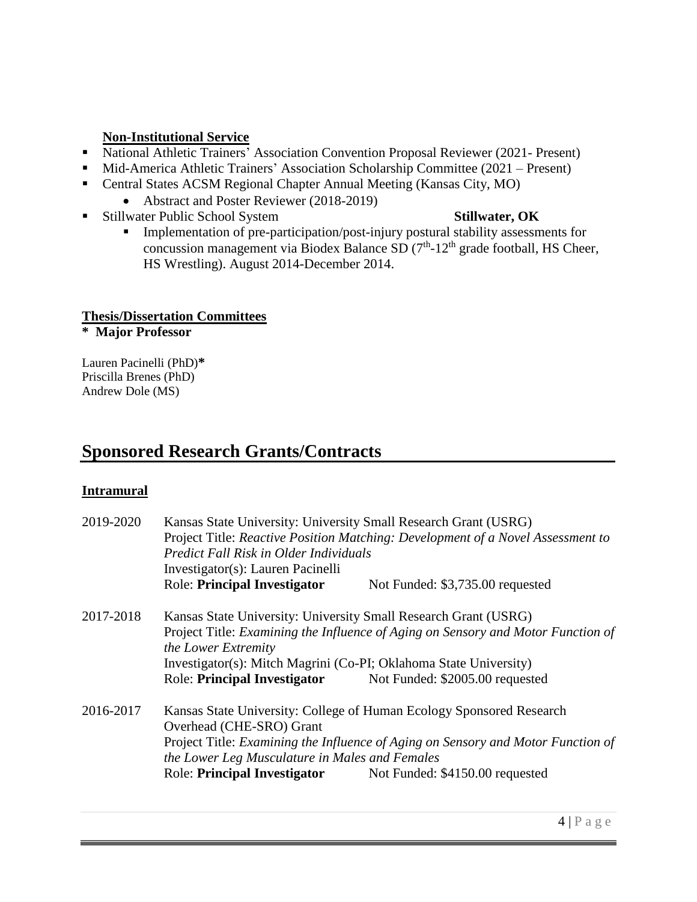### Non-Institutional Service

- National Athletic Trainers' Association Convention Proposal Reviewer (2021- Present)
- Mid-America Athletic Trainers' Association Scholarship Committee (2021 – Present)
- Central States ACSM Regional Chapter Annual Meeting (Kansas City, MO)
  - Abstract and Poster Reviewer (2018-2019)
- Stillwater Public School System **Stillwater, OK**
  - Implementation of pre-participation/post-injury postural stability assessments for concussion management via Biodex Balance SD (7th-12th grade football, HS Cheer, HS Wrestling). August 2014-December 2014.

### Thesis/Dissertation Committees

**\* Major Professor**

Lauren Pacinelli (PhD)**\***
Priscilla Brenes (PhD)
Andrew Dole (MS)

## Sponsored Research Grants/Contracts

### Intramural

2019-2020 Kansas State University: University Small Research Grant (USRG)
Project Title: *Reactive Position Matching: Development of a Novel Assessment to Predict Fall Risk in Older Individuals*
Investigator(s): Lauren Pacinelli
Role: **Principal Investigator** Not Funded: $3,735.00 requested

2017-2018 Kansas State University: University Small Research Grant (USRG)
Project Title: *Examining the Influence of Aging on Sensory and Motor Function of the Lower Extremity*
Investigator(s): Mitch Magrini (Co-PI; Oklahoma State University)
Role: **Principal Investigator** Not Funded: $2005.00 requested

2016-2017 Kansas State University: College of Human Ecology Sponsored Research Overhead (CHE-SRO) Grant
Project Title: *Examining the Influence of Aging on Sensory and Motor Function of the Lower Leg Musculature in Males and Females*
Role: **Principal Investigator** Not Funded: $4150.00 requested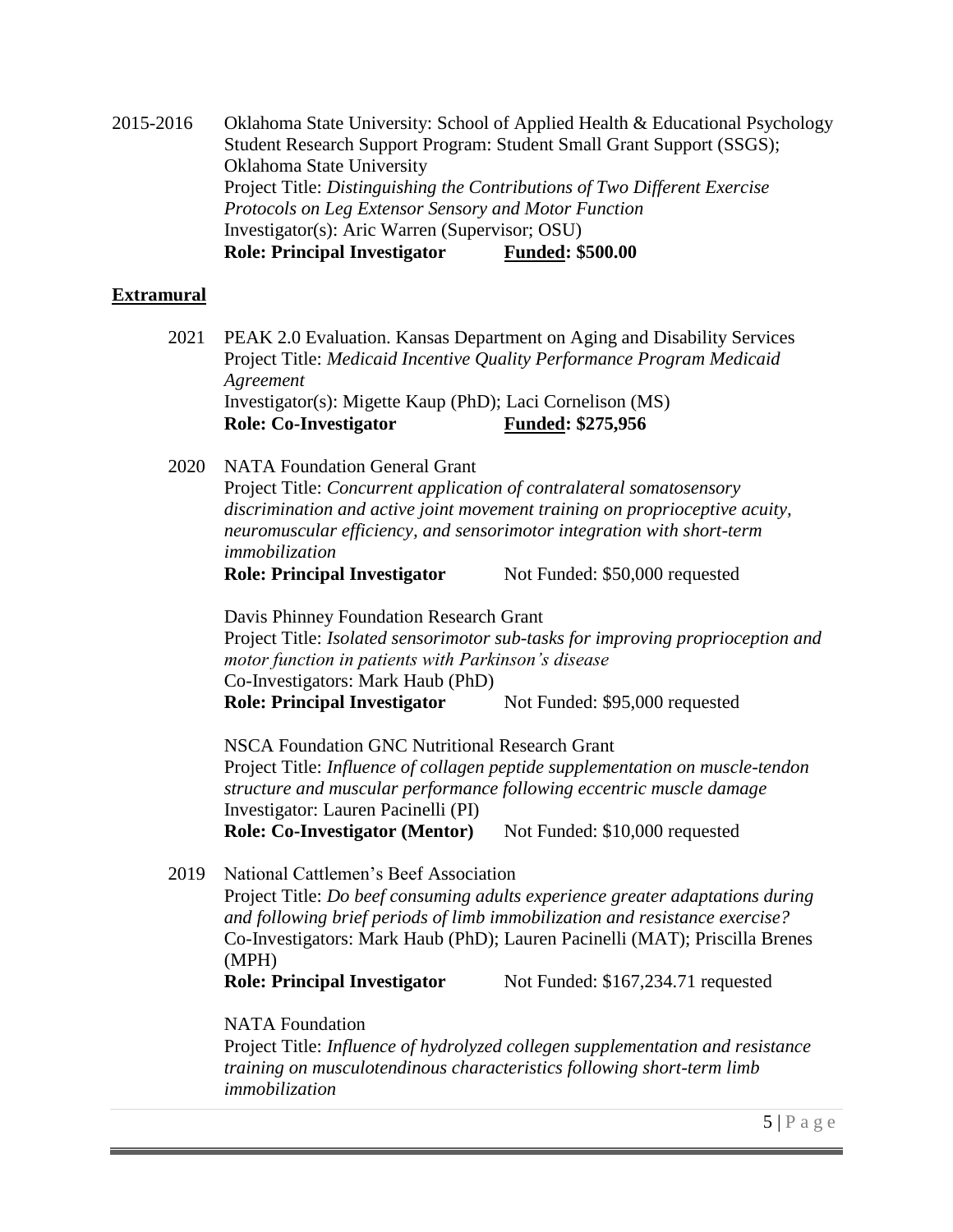2015-2016 Oklahoma State University: School of Applied Health & Educational Psychology Student Research Support Program: Student Small Grant Support (SSGS); Oklahoma State University
Project Title: *Distinguishing the Contributions of Two Different Exercise Protocols on Leg Extensor Sensory and Motor Function*
Investigator(s): Aric Warren (Supervisor; OSU)
**Role: Principal Investigator** **Funded: $500.00**

## Extramural

2021 PEAK 2.0 Evaluation. Kansas Department on Aging and Disability Services
Project Title: *Medicaid Incentive Quality Performance Program Medicaid Agreement*
Investigator(s): Migette Kaup (PhD); Laci Cornelison (MS)
**Role: Co-Investigator** **Funded: $275,956**

2020 NATA Foundation General Grant
Project Title: *Concurrent application of contralateral somatosensory discrimination and active joint movement training on proprioceptive acuity, neuromuscular efficiency, and sensorimotor integration with short-term immobilization*
**Role: Principal Investigator** Not Funded: $50,000 requested

Davis Phinney Foundation Research Grant
Project Title: *Isolated sensorimotor sub-tasks for improving proprioception and motor function in patients with Parkinson's disease*
Co-Investigators: Mark Haub (PhD)
**Role: Principal Investigator** Not Funded: $95,000 requested

NSCA Foundation GNC Nutritional Research Grant
Project Title: *Influence of collagen peptide supplementation on muscle-tendon structure and muscular performance following eccentric muscle damage*
Investigator: Lauren Pacinelli (PI)
**Role: Co-Investigator (Mentor)** Not Funded: $10,000 requested

2019 National Cattlemen's Beef Association
Project Title: *Do beef consuming adults experience greater adaptations during and following brief periods of limb immobilization and resistance exercise?*
Co-Investigators: Mark Haub (PhD); Lauren Pacinelli (MAT); Priscilla Brenes (MPH)
**Role: Principal Investigator** Not Funded: $167,234.71 requested

NATA Foundation
Project Title: *Influence of hydrolyzed collegen supplementation and resistance training on musculotendinous characteristics following short-term limb immobilization*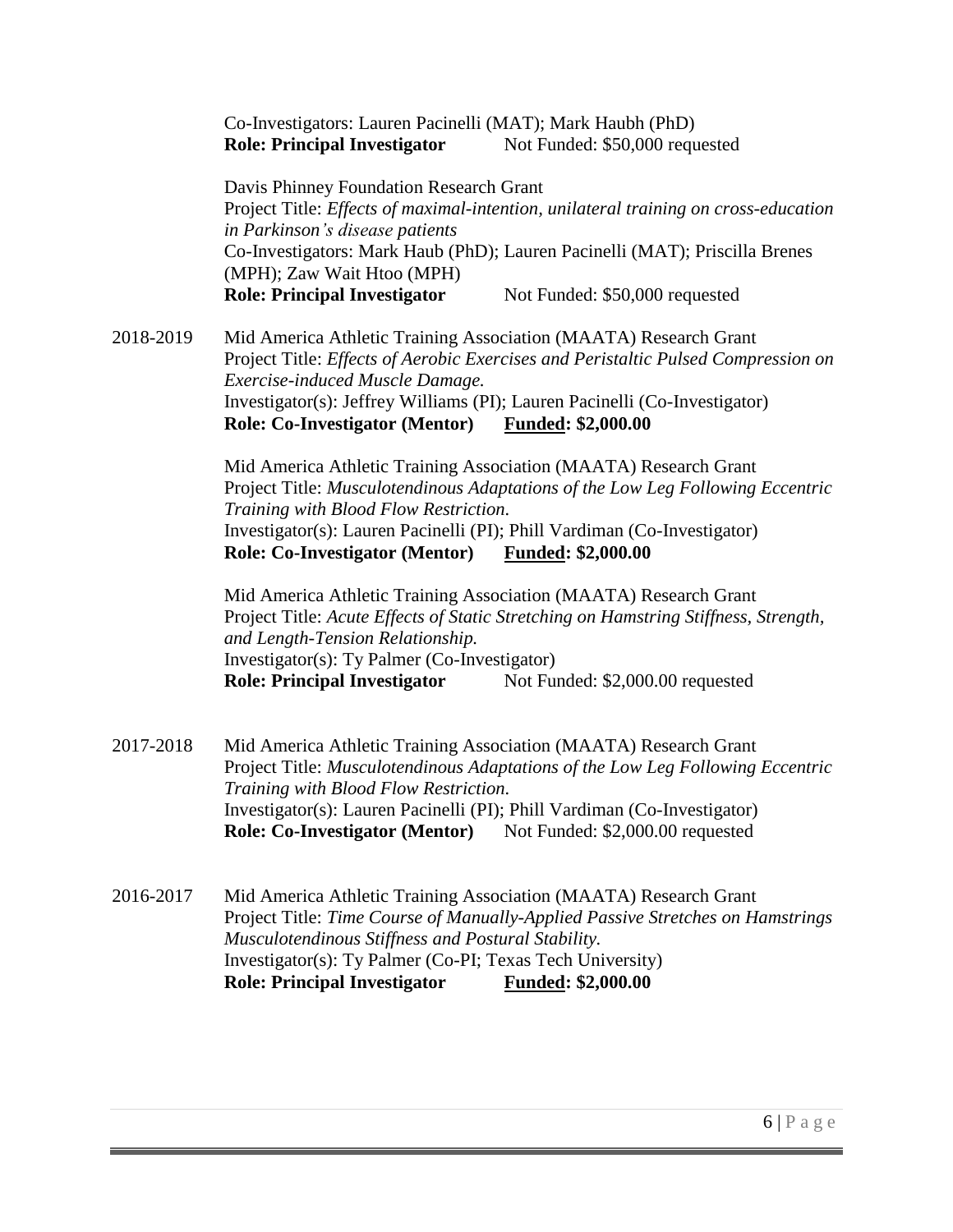Co-Investigators: Lauren Pacinelli (MAT); Mark Haubh (PhD)
**Role: Principal Investigator** Not Funded: $50,000 requested

Davis Phinney Foundation Research Grant
Project Title: *Effects of maximal-intention, unilateral training on cross-education in Parkinson's disease patients*
Co-Investigators: Mark Haub (PhD); Lauren Pacinelli (MAT); Priscilla Brenes (MPH); Zaw Wait Htoo (MPH)
**Role: Principal Investigator** Not Funded: $50,000 requested

2018-2019 Mid America Athletic Training Association (MAATA) Research Grant
Project Title: *Effects of Aerobic Exercises and Peristaltic Pulsed Compression on Exercise-induced Muscle Damage.*
Investigator(s): Jeffrey Williams (PI); Lauren Pacinelli (Co-Investigator)
**Role: Co-Investigator (Mentor)** **<u>Funded</u>: $2,000.00**

Mid America Athletic Training Association (MAATA) Research Grant
Project Title: *Musculotendinous Adaptations of the Low Leg Following Eccentric Training with Blood Flow Restriction.*
Investigator(s): Lauren Pacinelli (PI); Phill Vardiman (Co-Investigator)
**Role: Co-Investigator (Mentor)** **<u>Funded</u>: $2,000.00**

Mid America Athletic Training Association (MAATA) Research Grant
Project Title: *Acute Effects of Static Stretching on Hamstring Stiffness, Strength, and Length-Tension Relationship.*
Investigator(s): Ty Palmer (Co-Investigator)
**Role: Principal Investigator** Not Funded: $2,000.00 requested

2017-2018 Mid America Athletic Training Association (MAATA) Research Grant
Project Title: *Musculotendinous Adaptations of the Low Leg Following Eccentric Training with Blood Flow Restriction.*
Investigator(s): Lauren Pacinelli (PI); Phill Vardiman (Co-Investigator)
**Role: Co-Investigator (Mentor)** Not Funded: $2,000.00 requested

2016-2017 Mid America Athletic Training Association (MAATA) Research Grant
Project Title: *Time Course of Manually-Applied Passive Stretches on Hamstrings Musculotendinous Stiffness and Postural Stability.*
Investigator(s): Ty Palmer (Co-PI; Texas Tech University)
**Role: Principal Investigator** **<u>Funded</u>: $2,000.00**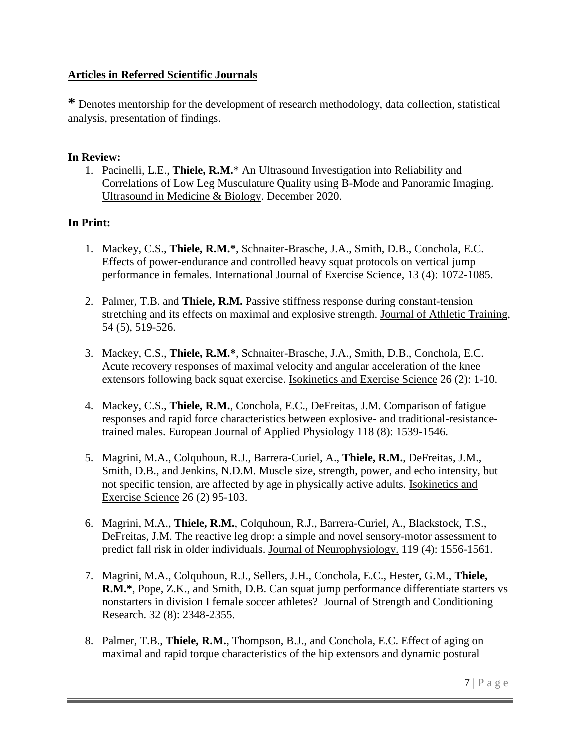## Articles in Referred Scientific Journals

**\*** Denotes mentorship for the development of research methodology, data collection, statistical analysis, presentation of findings.

### In Review:

1. Pacinelli, L.E., **Thiele, R.M.**\* An Ultrasound Investigation into Reliability and Correlations of Low Leg Musculature Quality using B-Mode and Panoramic Imaging. Ultrasound in Medicine & Biology. December 2020.

### In Print:

1. Mackey, C.S., **Thiele, R.M.\***, Schnaiter-Brasche, J.A., Smith, D.B., Conchola, E.C. Effects of power-endurance and controlled heavy squat protocols on vertical jump performance in females. International Journal of Exercise Science, 13 (4): 1072-1085.

2. Palmer, T.B. and **Thiele, R.M.** Passive stiffness response during constant-tension stretching and its effects on maximal and explosive strength. Journal of Athletic Training, 54 (5), 519-526.

3. Mackey, C.S., **Thiele, R.M.\***, Schnaiter-Brasche, J.A., Smith, D.B., Conchola, E.C. Acute recovery responses of maximal velocity and angular acceleration of the knee extensors following back squat exercise. Isokinetics and Exercise Science 26 (2): 1-10.

4. Mackey, C.S., **Thiele, R.M.**, Conchola, E.C., DeFreitas, J.M. Comparison of fatigue responses and rapid force characteristics between explosive- and traditional-resistance-trained males. European Journal of Applied Physiology 118 (8): 1539-1546.

5. Magrini, M.A., Colquhoun, R.J., Barrera-Curiel, A., **Thiele, R.M.**, DeFreitas, J.M., Smith, D.B., and Jenkins, N.D.M. Muscle size, strength, power, and echo intensity, but not specific tension, are affected by age in physically active adults. Isokinetics and Exercise Science 26 (2) 95-103.

6. Magrini, M.A., **Thiele, R.M.**, Colquhoun, R.J., Barrera-Curiel, A., Blackstock, T.S., DeFreitas, J.M. The reactive leg drop: a simple and novel sensory-motor assessment to predict fall risk in older individuals. Journal of Neurophysiology. 119 (4): 1556-1561.

7. Magrini, M.A., Colquhoun, R.J., Sellers, J.H., Conchola, E.C., Hester, G.M., **Thiele, R.M.\***, Pope, Z.K., and Smith, D.B. Can squat jump performance differentiate starters vs nonstarters in division I female soccer athletes? Journal of Strength and Conditioning Research. 32 (8): 2348-2355.

8. Palmer, T.B., **Thiele, R.M.**, Thompson, B.J., and Conchola, E.C. Effect of aging on maximal and rapid torque characteristics of the hip extensors and dynamic postural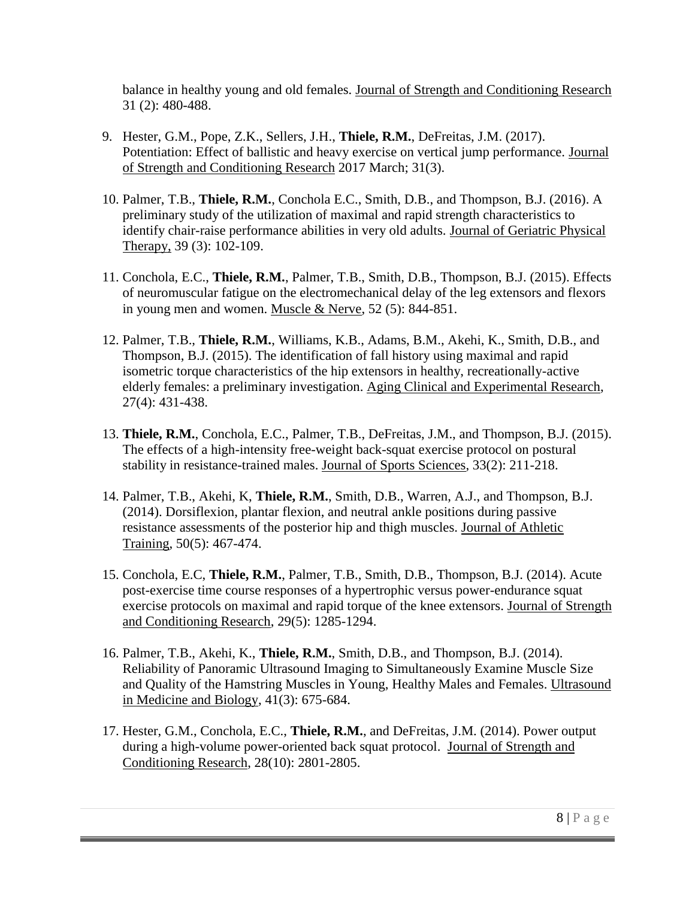balance in healthy young and old females. Journal of Strength and Conditioning Research 31 (2): 480-488.

9. Hester, G.M., Pope, Z.K., Sellers, J.H., **Thiele, R.M.**, DeFreitas, J.M. (2017). Potentiation: Effect of ballistic and heavy exercise on vertical jump performance. Journal of Strength and Conditioning Research 2017 March; 31(3).

10. Palmer, T.B., **Thiele, R.M.**, Conchola E.C., Smith, D.B., and Thompson, B.J. (2016). A preliminary study of the utilization of maximal and rapid strength characteristics to identify chair-raise performance abilities in very old adults. Journal of Geriatric Physical Therapy, 39 (3): 102-109.

11. Conchola, E.C., **Thiele, R.M.**, Palmer, T.B., Smith, D.B., Thompson, B.J. (2015). Effects of neuromuscular fatigue on the electromechanical delay of the leg extensors and flexors in young men and women. Muscle & Nerve, 52 (5): 844-851.

12. Palmer, T.B., **Thiele, R.M.**, Williams, K.B., Adams, B.M., Akehi, K., Smith, D.B., and Thompson, B.J. (2015). The identification of fall history using maximal and rapid isometric torque characteristics of the hip extensors in healthy, recreationally-active elderly females: a preliminary investigation. Aging Clinical and Experimental Research, 27(4): 431-438.

13. **Thiele, R.M.**, Conchola, E.C., Palmer, T.B., DeFreitas, J.M., and Thompson, B.J. (2015). The effects of a high-intensity free-weight back-squat exercise protocol on postural stability in resistance-trained males. Journal of Sports Sciences, 33(2): 211-218.

14. Palmer, T.B., Akehi, K, **Thiele, R.M.**, Smith, D.B., Warren, A.J., and Thompson, B.J. (2014). Dorsiflexion, plantar flexion, and neutral ankle positions during passive resistance assessments of the posterior hip and thigh muscles. Journal of Athletic Training, 50(5): 467-474.

15. Conchola, E.C, **Thiele, R.M.**, Palmer, T.B., Smith, D.B., Thompson, B.J. (2014). Acute post-exercise time course responses of a hypertrophic versus power-endurance squat exercise protocols on maximal and rapid torque of the knee extensors. Journal of Strength and Conditioning Research, 29(5): 1285-1294.

16. Palmer, T.B., Akehi, K., **Thiele, R.M.**, Smith, D.B., and Thompson, B.J. (2014). Reliability of Panoramic Ultrasound Imaging to Simultaneously Examine Muscle Size and Quality of the Hamstring Muscles in Young, Healthy Males and Females. Ultrasound in Medicine and Biology, 41(3): 675-684.

17. Hester, G.M., Conchola, E.C., **Thiele, R.M.**, and DeFreitas, J.M. (2014). Power output during a high-volume power-oriented back squat protocol. Journal of Strength and Conditioning Research, 28(10): 2801-2805.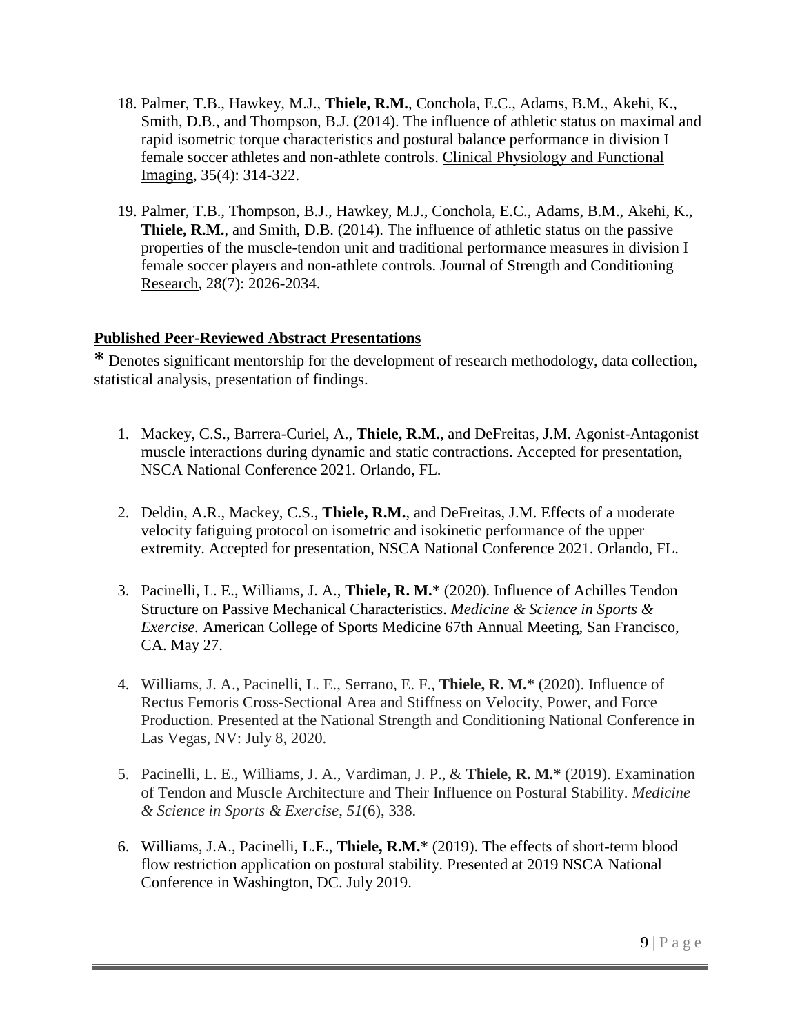18. Palmer, T.B., Hawkey, M.J., **Thiele, R.M.**, Conchola, E.C., Adams, B.M., Akehi, K., Smith, D.B., and Thompson, B.J. (2014). The influence of athletic status on maximal and rapid isometric torque characteristics and postural balance performance in division I female soccer athletes and non-athlete controls. <u>Clinical Physiology and Functional Imaging</u>, 35(4): 314-322.

19. Palmer, T.B., Thompson, B.J., Hawkey, M.J., Conchola, E.C., Adams, B.M., Akehi, K., **Thiele, R.M.**, and Smith, D.B. (2014). The influence of athletic status on the passive properties of the muscle-tendon unit and traditional performance measures in division I female soccer players and non-athlete controls. <u>Journal of Strength and Conditioning Research</u>, 28(7): 2026-2034.

## Published Peer-Reviewed Abstract Presentations

**\*** Denotes significant mentorship for the development of research methodology, data collection, statistical analysis, presentation of findings.

1. Mackey, C.S., Barrera-Curiel, A., **Thiele, R.M.**, and DeFreitas, J.M. Agonist-Antagonist muscle interactions during dynamic and static contractions. Accepted for presentation, NSCA National Conference 2021. Orlando, FL.

2. Deldin, A.R., Mackey, C.S., **Thiele, R.M.**, and DeFreitas, J.M. Effects of a moderate velocity fatiguing protocol on isometric and isokinetic performance of the upper extremity. Accepted for presentation, NSCA National Conference 2021. Orlando, FL.

3. Pacinelli, L. E., Williams, J. A., **Thiele, R. M.**\* (2020). Influence of Achilles Tendon Structure on Passive Mechanical Characteristics. *Medicine & Science in Sports & Exercise.* American College of Sports Medicine 67th Annual Meeting, San Francisco, CA. May 27.

4. Williams, J. A., Pacinelli, L. E., Serrano, E. F., **Thiele, R. M.**\* (2020). Influence of Rectus Femoris Cross-Sectional Area and Stiffness on Velocity, Power, and Force Production. Presented at the National Strength and Conditioning National Conference in Las Vegas, NV: July 8, 2020.

5. Pacinelli, L. E., Williams, J. A., Vardiman, J. P., & **Thiele, R. M.\*** (2019). Examination of Tendon and Muscle Architecture and Their Influence on Postural Stability. *Medicine & Science in Sports & Exercise*, *51*(6), 338.

6. Williams, J.A., Pacinelli, L.E., **Thiele, R.M.**\* (2019). The effects of short-term blood flow restriction application on postural stability. Presented at 2019 NSCA National Conference in Washington, DC. July 2019.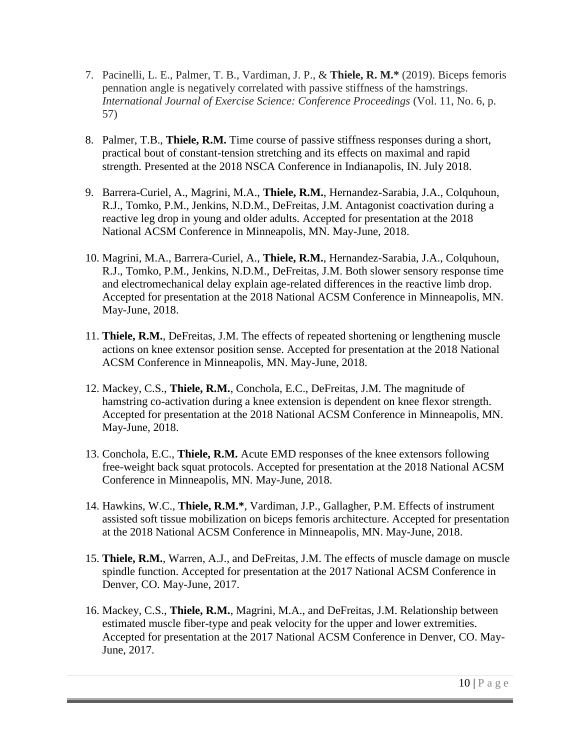7. Pacinelli, L. E., Palmer, T. B., Vardiman, J. P., & **Thiele, R. M.*** (2019). Biceps femoris pennation angle is negatively correlated with passive stiffness of the hamstrings. *International Journal of Exercise Science: Conference Proceedings* (Vol. 11, No. 6, p. 57)

8. Palmer, T.B., **Thiele, R.M.** Time course of passive stiffness responses during a short, practical bout of constant-tension stretching and its effects on maximal and rapid strength. Presented at the 2018 NSCA Conference in Indianapolis, IN. July 2018.

9. Barrera-Curiel, A., Magrini, M.A., **Thiele, R.M.**, Hernandez-Sarabia, J.A., Colquhoun, R.J., Tomko, P.M., Jenkins, N.D.M., DeFreitas, J.M. Antagonist coactivation during a reactive leg drop in young and older adults. Accepted for presentation at the 2018 National ACSM Conference in Minneapolis, MN. May-June, 2018.

10. Magrini, M.A., Barrera-Curiel, A., **Thiele, R.M.**, Hernandez-Sarabia, J.A., Colquhoun, R.J., Tomko, P.M., Jenkins, N.D.M., DeFreitas, J.M. Both slower sensory response time and electromechanical delay explain age-related differences in the reactive limb drop. Accepted for presentation at the 2018 National ACSM Conference in Minneapolis, MN. May-June, 2018.

11. **Thiele, R.M.**, DeFreitas, J.M. The effects of repeated shortening or lengthening muscle actions on knee extensor position sense. Accepted for presentation at the 2018 National ACSM Conference in Minneapolis, MN. May-June, 2018.

12. Mackey, C.S., **Thiele, R.M.**, Conchola, E.C., DeFreitas, J.M. The magnitude of hamstring co-activation during a knee extension is dependent on knee flexor strength. Accepted for presentation at the 2018 National ACSM Conference in Minneapolis, MN. May-June, 2018.

13. Conchola, E.C., **Thiele, R.M.** Acute EMD responses of the knee extensors following free-weight back squat protocols. Accepted for presentation at the 2018 National ACSM Conference in Minneapolis, MN. May-June, 2018.

14. Hawkins, W.C., **Thiele, R.M.***, Vardiman, J.P., Gallagher, P.M. Effects of instrument assisted soft tissue mobilization on biceps femoris architecture. Accepted for presentation at the 2018 National ACSM Conference in Minneapolis, MN. May-June, 2018.

15. **Thiele, R.M.**, Warren, A.J., and DeFreitas, J.M. The effects of muscle damage on muscle spindle function. Accepted for presentation at the 2017 National ACSM Conference in Denver, CO. May-June, 2017.

16. Mackey, C.S., **Thiele, R.M.**, Magrini, M.A., and DeFreitas, J.M. Relationship between estimated muscle fiber-type and peak velocity for the upper and lower extremities. Accepted for presentation at the 2017 National ACSM Conference in Denver, CO. May-June, 2017.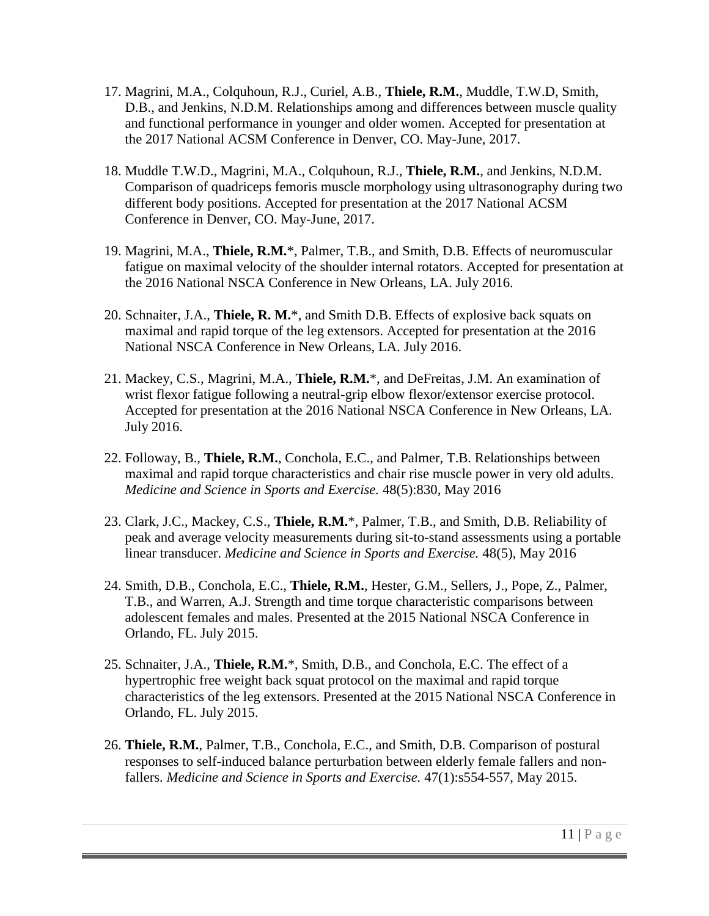17. Magrini, M.A., Colquhoun, R.J., Curiel, A.B., **Thiele, R.M.**, Muddle, T.W.D, Smith, D.B., and Jenkins, N.D.M. Relationships among and differences between muscle quality and functional performance in younger and older women. Accepted for presentation at the 2017 National ACSM Conference in Denver, CO. May-June, 2017.

18. Muddle T.W.D., Magrini, M.A., Colquhoun, R.J., **Thiele, R.M.**, and Jenkins, N.D.M. Comparison of quadriceps femoris muscle morphology using ultrasonography during two different body positions. Accepted for presentation at the 2017 National ACSM Conference in Denver, CO. May-June, 2017.

19. Magrini, M.A., **Thiele, R.M.***, Palmer, T.B., and Smith, D.B. Effects of neuromuscular fatigue on maximal velocity of the shoulder internal rotators. Accepted for presentation at the 2016 National NSCA Conference in New Orleans, LA. July 2016.

20. Schnaiter, J.A., **Thiele, R. M.***, and Smith D.B. Effects of explosive back squats on maximal and rapid torque of the leg extensors. Accepted for presentation at the 2016 National NSCA Conference in New Orleans, LA. July 2016.

21. Mackey, C.S., Magrini, M.A., **Thiele, R.M.***, and DeFreitas, J.M. An examination of wrist flexor fatigue following a neutral-grip elbow flexor/extensor exercise protocol. Accepted for presentation at the 2016 National NSCA Conference in New Orleans, LA. July 2016.

22. Followay, B., **Thiele, R.M.**, Conchola, E.C., and Palmer, T.B. Relationships between maximal and rapid torque characteristics and chair rise muscle power in very old adults. *Medicine and Science in Sports and Exercise.* 48(5):830, May 2016

23. Clark, J.C., Mackey, C.S., **Thiele, R.M.***, Palmer, T.B., and Smith, D.B. Reliability of peak and average velocity measurements during sit-to-stand assessments using a portable linear transducer. *Medicine and Science in Sports and Exercise.* 48(5), May 2016

24. Smith, D.B., Conchola, E.C., **Thiele, R.M.**, Hester, G.M., Sellers, J., Pope, Z., Palmer, T.B., and Warren, A.J. Strength and time torque characteristic comparisons between adolescent females and males. Presented at the 2015 National NSCA Conference in Orlando, FL. July 2015.

25. Schnaiter, J.A., **Thiele, R.M.***, Smith, D.B., and Conchola, E.C. The effect of a hypertrophic free weight back squat protocol on the maximal and rapid torque characteristics of the leg extensors. Presented at the 2015 National NSCA Conference in Orlando, FL. July 2015.

26. **Thiele, R.M.**, Palmer, T.B., Conchola, E.C., and Smith, D.B. Comparison of postural responses to self-induced balance perturbation between elderly female fallers and non-fallers. *Medicine and Science in Sports and Exercise.* 47(1):s554-557, May 2015.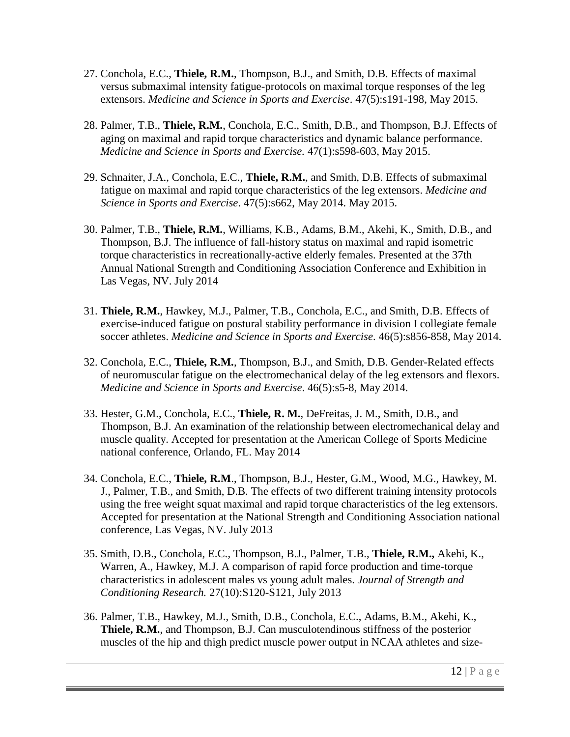27. Conchola, E.C., **Thiele, R.M.**, Thompson, B.J., and Smith, D.B. Effects of maximal versus submaximal intensity fatigue-protocols on maximal torque responses of the leg extensors. *Medicine and Science in Sports and Exercise*. 47(5):s191-198, May 2015.

28. Palmer, T.B., **Thiele, R.M.**, Conchola, E.C., Smith, D.B., and Thompson, B.J. Effects of aging on maximal and rapid torque characteristics and dynamic balance performance. *Medicine and Science in Sports and Exercise.* 47(1):s598-603, May 2015.

29. Schnaiter, J.A., Conchola, E.C., **Thiele, R.M.**, and Smith, D.B. Effects of submaximal fatigue on maximal and rapid torque characteristics of the leg extensors. *Medicine and Science in Sports and Exercise*. 47(5):s662, May 2014. May 2015.

30. Palmer, T.B., **Thiele, R.M.**, Williams, K.B., Adams, B.M., Akehi, K., Smith, D.B., and Thompson, B.J. The influence of fall-history status on maximal and rapid isometric torque characteristics in recreationally-active elderly females. Presented at the 37th Annual National Strength and Conditioning Association Conference and Exhibition in Las Vegas, NV. July 2014

31. **Thiele, R.M.**, Hawkey, M.J., Palmer, T.B., Conchola, E.C., and Smith, D.B. Effects of exercise-induced fatigue on postural stability performance in division I collegiate female soccer athletes. *Medicine and Science in Sports and Exercise*. 46(5):s856-858, May 2014.

32. Conchola, E.C., **Thiele, R.M.**, Thompson, B.J., and Smith, D.B. Gender-Related effects of neuromuscular fatigue on the electromechanical delay of the leg extensors and flexors. *Medicine and Science in Sports and Exercise*. 46(5):s5-8, May 2014.

33. Hester, G.M., Conchola, E.C., **Thiele, R. M.**, DeFreitas, J. M., Smith, D.B., and Thompson, B.J. An examination of the relationship between electromechanical delay and muscle quality. Accepted for presentation at the American College of Sports Medicine national conference, Orlando, FL. May 2014

34. Conchola, E.C., **Thiele, R.M**., Thompson, B.J., Hester, G.M., Wood, M.G., Hawkey, M. J., Palmer, T.B., and Smith, D.B. The effects of two different training intensity protocols using the free weight squat maximal and rapid torque characteristics of the leg extensors. Accepted for presentation at the National Strength and Conditioning Association national conference, Las Vegas, NV. July 2013

35. Smith, D.B., Conchola, E.C., Thompson, B.J., Palmer, T.B., **Thiele, R.M.,** Akehi, K., Warren, A., Hawkey, M.J. A comparison of rapid force production and time-torque characteristics in adolescent males vs young adult males. *Journal of Strength and Conditioning Research.* 27(10):S120-S121, July 2013

36. Palmer, T.B., Hawkey, M.J., Smith, D.B., Conchola, E.C., Adams, B.M., Akehi, K., **Thiele, R.M.**, and Thompson, B.J. Can musculotendinous stiffness of the posterior muscles of the hip and thigh predict muscle power output in NCAA athletes and size-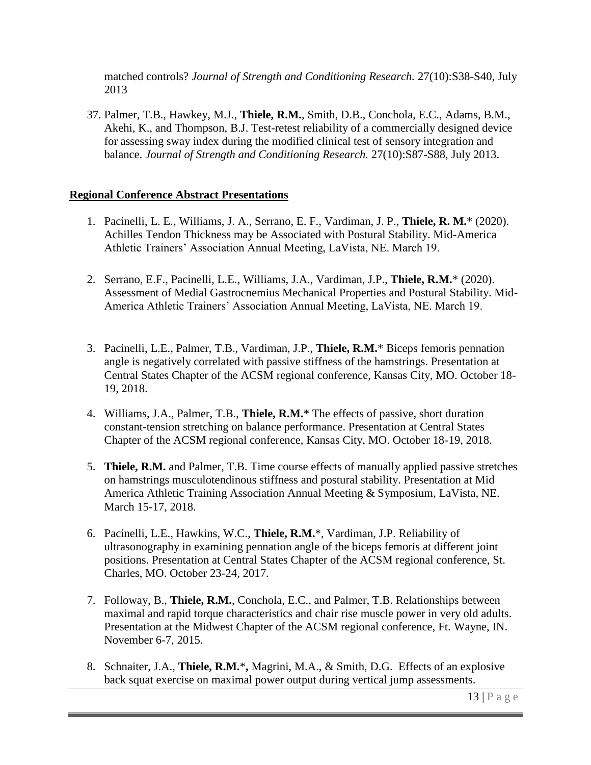matched controls? *Journal of Strength and Conditioning Research.* 27(10):S38-S40, July 2013

37. Palmer, T.B., Hawkey, M.J., **Thiele, R.M.**, Smith, D.B., Conchola, E.C., Adams, B.M., Akehi, K., and Thompson, B.J. Test-retest reliability of a commercially designed device for assessing sway index during the modified clinical test of sensory integration and balance. *Journal of Strength and Conditioning Research.* 27(10):S87-S88, July 2013.

**Regional Conference Abstract Presentations**

1. Pacinelli, L. E., Williams, J. A., Serrano, E. F., Vardiman, J. P., **Thiele, R. M.*** (2020). Achilles Tendon Thickness may be Associated with Postural Stability. Mid-America Athletic Trainers' Association Annual Meeting, LaVista, NE. March 19.

2. Serrano, E.F., Pacinelli, L.E., Williams, J.A., Vardiman, J.P., **Thiele, R.M.*** (2020). Assessment of Medial Gastrocnemius Mechanical Properties and Postural Stability. Mid-America Athletic Trainers' Association Annual Meeting, LaVista, NE. March 19.

3. Pacinelli, L.E., Palmer, T.B., Vardiman, J.P., **Thiele, R.M.*** Biceps femoris pennation angle is negatively correlated with passive stiffness of the hamstrings. Presentation at Central States Chapter of the ACSM regional conference, Kansas City, MO. October 18-19, 2018.

4. Williams, J.A., Palmer, T.B., **Thiele, R.M.*** The effects of passive, short duration constant-tension stretching on balance performance. Presentation at Central States Chapter of the ACSM regional conference, Kansas City, MO. October 18-19, 2018.

5. **Thiele, R.M.** and Palmer, T.B. Time course effects of manually applied passive stretches on hamstrings musculotendinous stiffness and postural stability. Presentation at Mid America Athletic Training Association Annual Meeting & Symposium, LaVista, NE. March 15-17, 2018.

6. Pacinelli, L.E., Hawkins, W.C., **Thiele, R.M.***, Vardiman, J.P. Reliability of ultrasonography in examining pennation angle of the biceps femoris at different joint positions. Presentation at Central States Chapter of the ACSM regional conference, St. Charles, MO. October 23-24, 2017.

7. Followay, B., **Thiele, R.M.**, Conchola, E.C., and Palmer, T.B. Relationships between maximal and rapid torque characteristics and chair rise muscle power in very old adults. Presentation at the Midwest Chapter of the ACSM regional conference, Ft. Wayne, IN. November 6-7, 2015.

8. Schnaiter, J.A., **Thiele, R.M.*,** Magrini, M.A., & Smith, D.G. Effects of an explosive back squat exercise on maximal power output during vertical jump assessments.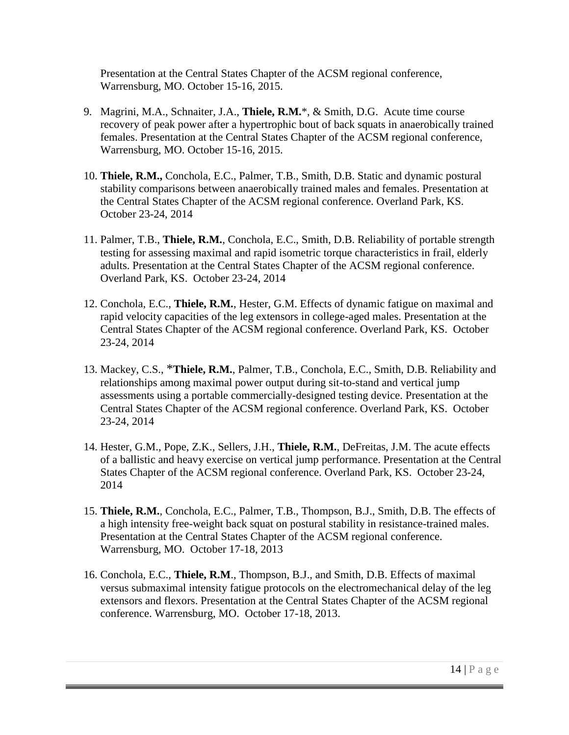Presentation at the Central States Chapter of the ACSM regional conference, Warrensburg, MO. October 15-16, 2015.

9. Magrini, M.A., Schnaiter, J.A., **Thiele, R.M.***, & Smith, D.G. Acute time course recovery of peak power after a hypertrophic bout of back squats in anaerobically trained females. Presentation at the Central States Chapter of the ACSM regional conference, Warrensburg, MO. October 15-16, 2015.

10. **Thiele, R.M.,** Conchola, E.C., Palmer, T.B., Smith, D.B. Static and dynamic postural stability comparisons between anaerobically trained males and females. Presentation at the Central States Chapter of the ACSM regional conference. Overland Park, KS. October 23-24, 2014

11. Palmer, T.B., **Thiele, R.M.**, Conchola, E.C., Smith, D.B. Reliability of portable strength testing for assessing maximal and rapid isometric torque characteristics in frail, elderly adults. Presentation at the Central States Chapter of the ACSM regional conference. Overland Park, KS. October 23-24, 2014

12. Conchola, E.C., **Thiele, R.M.**, Hester, G.M. Effects of dynamic fatigue on maximal and rapid velocity capacities of the leg extensors in college-aged males. Presentation at the Central States Chapter of the ACSM regional conference. Overland Park, KS. October 23-24, 2014

13. Mackey, C.S., ***Thiele, R.M.**, Palmer, T.B., Conchola, E.C., Smith, D.B. Reliability and relationships among maximal power output during sit-to-stand and vertical jump assessments using a portable commercially-designed testing device. Presentation at the Central States Chapter of the ACSM regional conference. Overland Park, KS. October 23-24, 2014

14. Hester, G.M., Pope, Z.K., Sellers, J.H., **Thiele, R.M.**, DeFreitas, J.M. The acute effects of a ballistic and heavy exercise on vertical jump performance. Presentation at the Central States Chapter of the ACSM regional conference. Overland Park, KS. October 23-24, 2014

15. **Thiele, R.M.**, Conchola, E.C., Palmer, T.B., Thompson, B.J., Smith, D.B. The effects of a high intensity free-weight back squat on postural stability in resistance-trained males. Presentation at the Central States Chapter of the ACSM regional conference. Warrensburg, MO. October 17-18, 2013

16. Conchola, E.C., **Thiele, R.M**., Thompson, B.J., and Smith, D.B. Effects of maximal versus submaximal intensity fatigue protocols on the electromechanical delay of the leg extensors and flexors. Presentation at the Central States Chapter of the ACSM regional conference. Warrensburg, MO. October 17-18, 2013.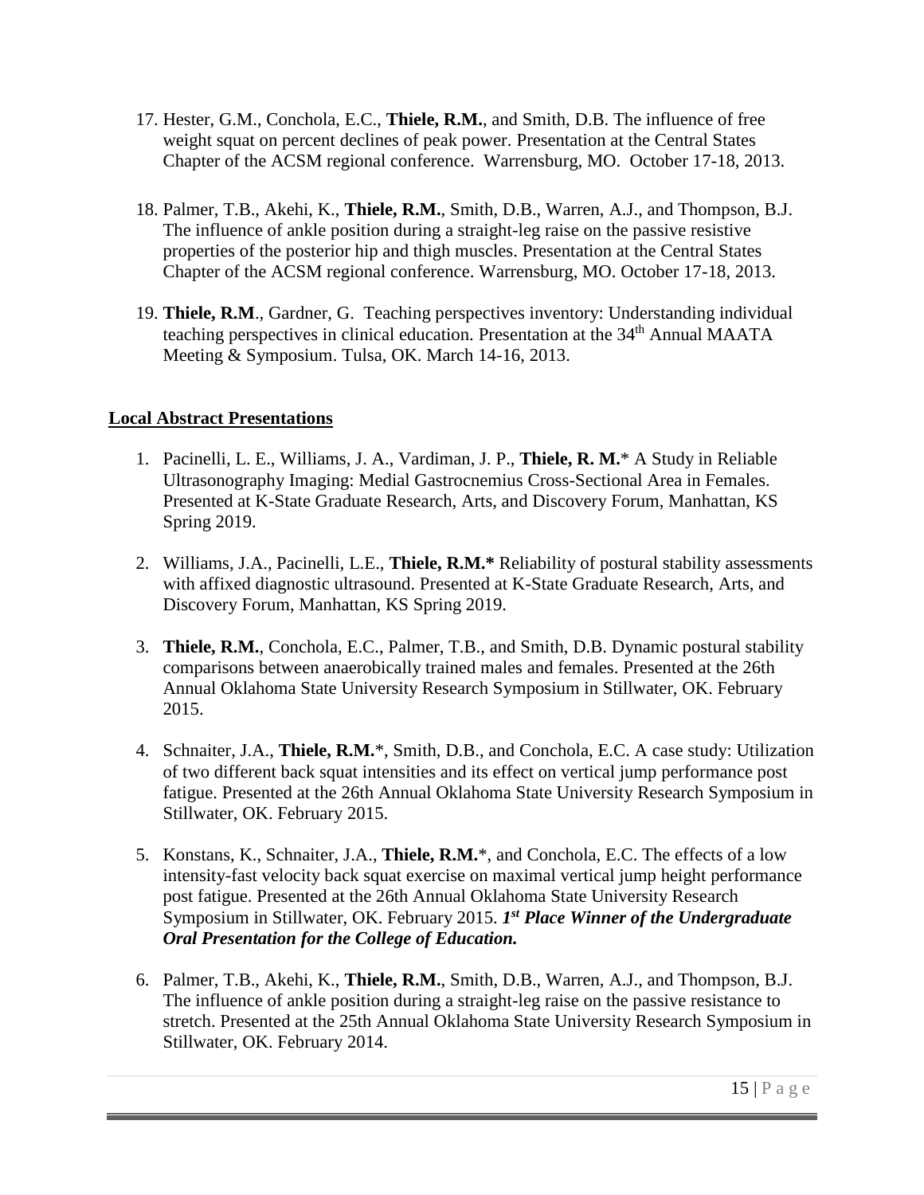17. Hester, G.M., Conchola, E.C., **Thiele, R.M.**, and Smith, D.B. The influence of free weight squat on percent declines of peak power. Presentation at the Central States Chapter of the ACSM regional conference. Warrensburg, MO. October 17-18, 2013.

18. Palmer, T.B., Akehi, K., **Thiele, R.M.**, Smith, D.B., Warren, A.J., and Thompson, B.J. The influence of ankle position during a straight-leg raise on the passive resistive properties of the posterior hip and thigh muscles. Presentation at the Central States Chapter of the ACSM regional conference. Warrensburg, MO. October 17-18, 2013.

19. **Thiele, R.M**., Gardner, G. Teaching perspectives inventory: Understanding individual teaching perspectives in clinical education. Presentation at the 34th Annual MAATA Meeting & Symposium. Tulsa, OK. March 14-16, 2013.

**Local Abstract Presentations**

1. Pacinelli, L. E., Williams, J. A., Vardiman, J. P., **Thiele, R. M.*** A Study in Reliable Ultrasonography Imaging: Medial Gastrocnemius Cross-Sectional Area in Females. Presented at K-State Graduate Research, Arts, and Discovery Forum, Manhattan, KS Spring 2019.

2. Williams, J.A., Pacinelli, L.E., **Thiele, R.M.*** Reliability of postural stability assessments with affixed diagnostic ultrasound. Presented at K-State Graduate Research, Arts, and Discovery Forum, Manhattan, KS Spring 2019.

3. **Thiele, R.M.**, Conchola, E.C., Palmer, T.B., and Smith, D.B. Dynamic postural stability comparisons between anaerobically trained males and females. Presented at the 26th Annual Oklahoma State University Research Symposium in Stillwater, OK. February 2015.

4. Schnaiter, J.A., **Thiele, R.M.***, Smith, D.B., and Conchola, E.C. A case study: Utilization of two different back squat intensities and its effect on vertical jump performance post fatigue. Presented at the 26th Annual Oklahoma State University Research Symposium in Stillwater, OK. February 2015.

5. Konstans, K., Schnaiter, J.A., **Thiele, R.M.***, and Conchola, E.C. The effects of a low intensity-fast velocity back squat exercise on maximal vertical jump height performance post fatigue. Presented at the 26th Annual Oklahoma State University Research Symposium in Stillwater, OK. February 2015. ***1st Place Winner of the Undergraduate Oral Presentation for the College of Education.***

6. Palmer, T.B., Akehi, K., **Thiele, R.M.**, Smith, D.B., Warren, A.J., and Thompson, B.J. The influence of ankle position during a straight-leg raise on the passive resistance to stretch. Presented at the 25th Annual Oklahoma State University Research Symposium in Stillwater, OK. February 2014.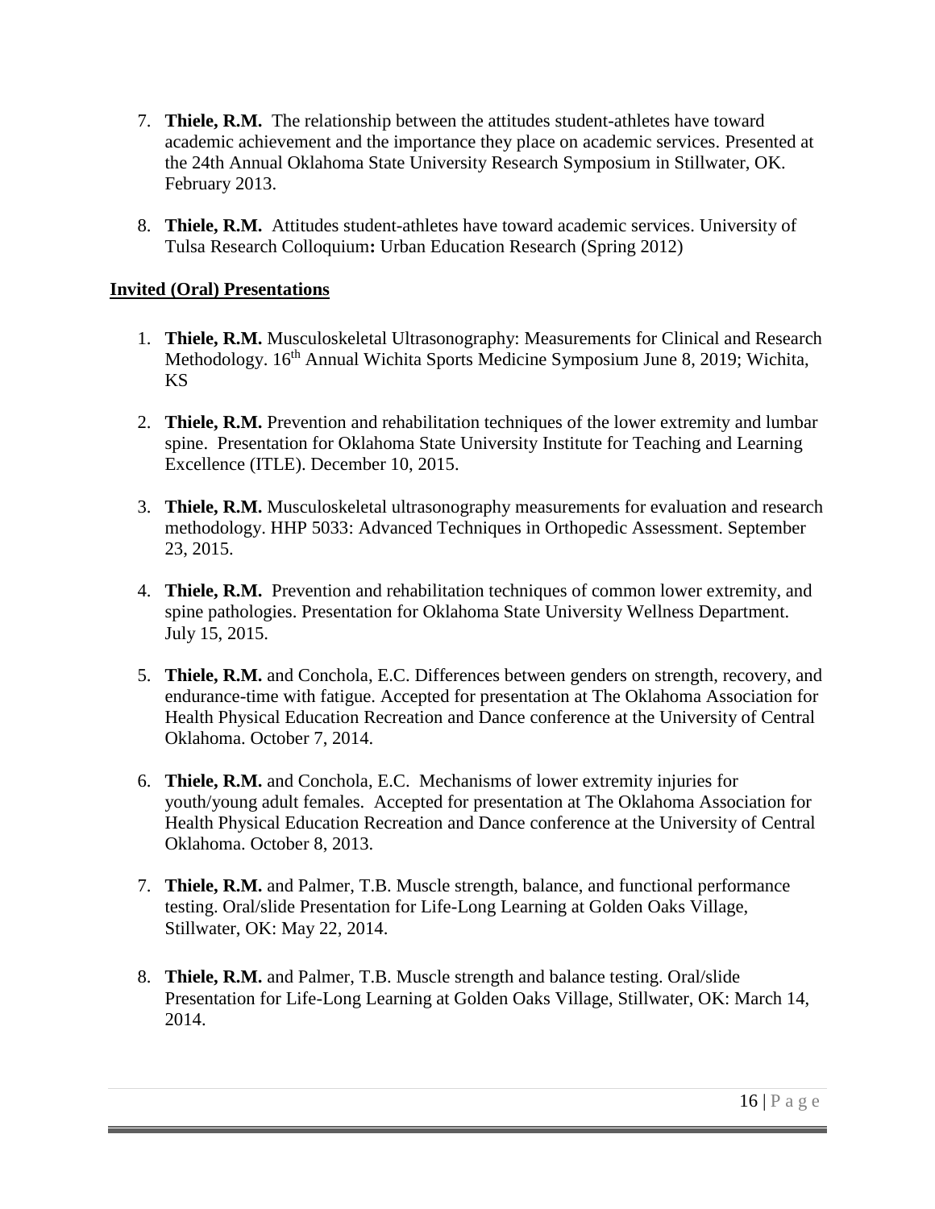7. **Thiele, R.M.** The relationship between the attitudes student-athletes have toward academic achievement and the importance they place on academic services. Presented at the 24th Annual Oklahoma State University Research Symposium in Stillwater, OK. February 2013.

8. **Thiele, R.M.** Attitudes student-athletes have toward academic services. University of Tulsa Research Colloquium**:** Urban Education Research (Spring 2012)

**Invited (Oral) Presentations**

1. **Thiele, R.M.** Musculoskeletal Ultrasonography: Measurements for Clinical and Research Methodology. 16th Annual Wichita Sports Medicine Symposium June 8, 2019; Wichita, KS

2. **Thiele, R.M.** Prevention and rehabilitation techniques of the lower extremity and lumbar spine. Presentation for Oklahoma State University Institute for Teaching and Learning Excellence (ITLE). December 10, 2015.

3. **Thiele, R.M.** Musculoskeletal ultrasonography measurements for evaluation and research methodology. HHP 5033: Advanced Techniques in Orthopedic Assessment. September 23, 2015.

4. **Thiele, R.M.** Prevention and rehabilitation techniques of common lower extremity, and spine pathologies. Presentation for Oklahoma State University Wellness Department. July 15, 2015.

5. **Thiele, R.M.** and Conchola, E.C. Differences between genders on strength, recovery, and endurance-time with fatigue. Accepted for presentation at The Oklahoma Association for Health Physical Education Recreation and Dance conference at the University of Central Oklahoma. October 7, 2014.

6. **Thiele, R.M.** and Conchola, E.C. Mechanisms of lower extremity injuries for youth/young adult females. Accepted for presentation at The Oklahoma Association for Health Physical Education Recreation and Dance conference at the University of Central Oklahoma. October 8, 2013.

7. **Thiele, R.M.** and Palmer, T.B. Muscle strength, balance, and functional performance testing. Oral/slide Presentation for Life-Long Learning at Golden Oaks Village, Stillwater, OK: May 22, 2014.

8. **Thiele, R.M.** and Palmer, T.B. Muscle strength and balance testing. Oral/slide Presentation for Life-Long Learning at Golden Oaks Village, Stillwater, OK: March 14, 2014.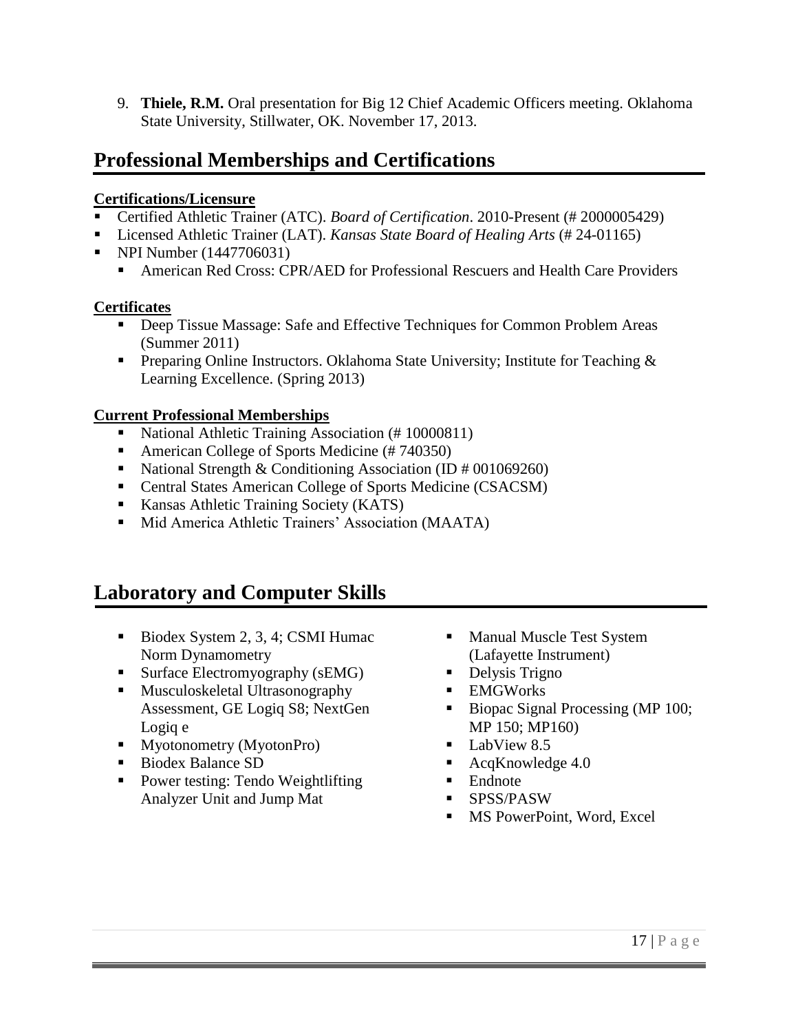9. **Thiele, R.M.** Oral presentation for Big 12 Chief Academic Officers meeting. Oklahoma State University, Stillwater, OK. November 17, 2013.

## Professional Memberships and Certifications

**Certifications/Licensure**

- Certified Athletic Trainer (ATC). *Board of Certification*. 2010-Present (# 2000005429)
- Licensed Athletic Trainer (LAT). *Kansas State Board of Healing Arts* (# 24-01165)
- NPI Number (1447706031)
  - American Red Cross: CPR/AED for Professional Rescuers and Health Care Providers

**Certificates**

- Deep Tissue Massage: Safe and Effective Techniques for Common Problem Areas (Summer 2011)
- Preparing Online Instructors. Oklahoma State University; Institute for Teaching & Learning Excellence. (Spring 2013)

**Current Professional Memberships**

- National Athletic Training Association (# 10000811)
- American College of Sports Medicine (# 740350)
- National Strength & Conditioning Association (ID # 001069260)
- Central States American College of Sports Medicine (CSACSM)
- Kansas Athletic Training Society (KATS)
- Mid America Athletic Trainers' Association (MAATA)

## Laboratory and Computer Skills

- Biodex System 2, 3, 4; CSMI Humac Norm Dynamometry
- Surface Electromyography (sEMG)
- Musculoskeletal Ultrasonography Assessment, GE Logiq S8; NextGen Logiq e
- Myotonometry (MyotonPro)
- Biodex Balance SD
- Power testing: Tendo Weightlifting Analyzer Unit and Jump Mat
- Manual Muscle Test System (Lafayette Instrument)
- Delysis Trigno
- EMGWorks
- Biopac Signal Processing (MP 100; MP 150; MP160)
- LabView 8.5
- AcqKnowledge 4.0
- Endnote
- SPSS/PASW
- MS PowerPoint, Word, Excel